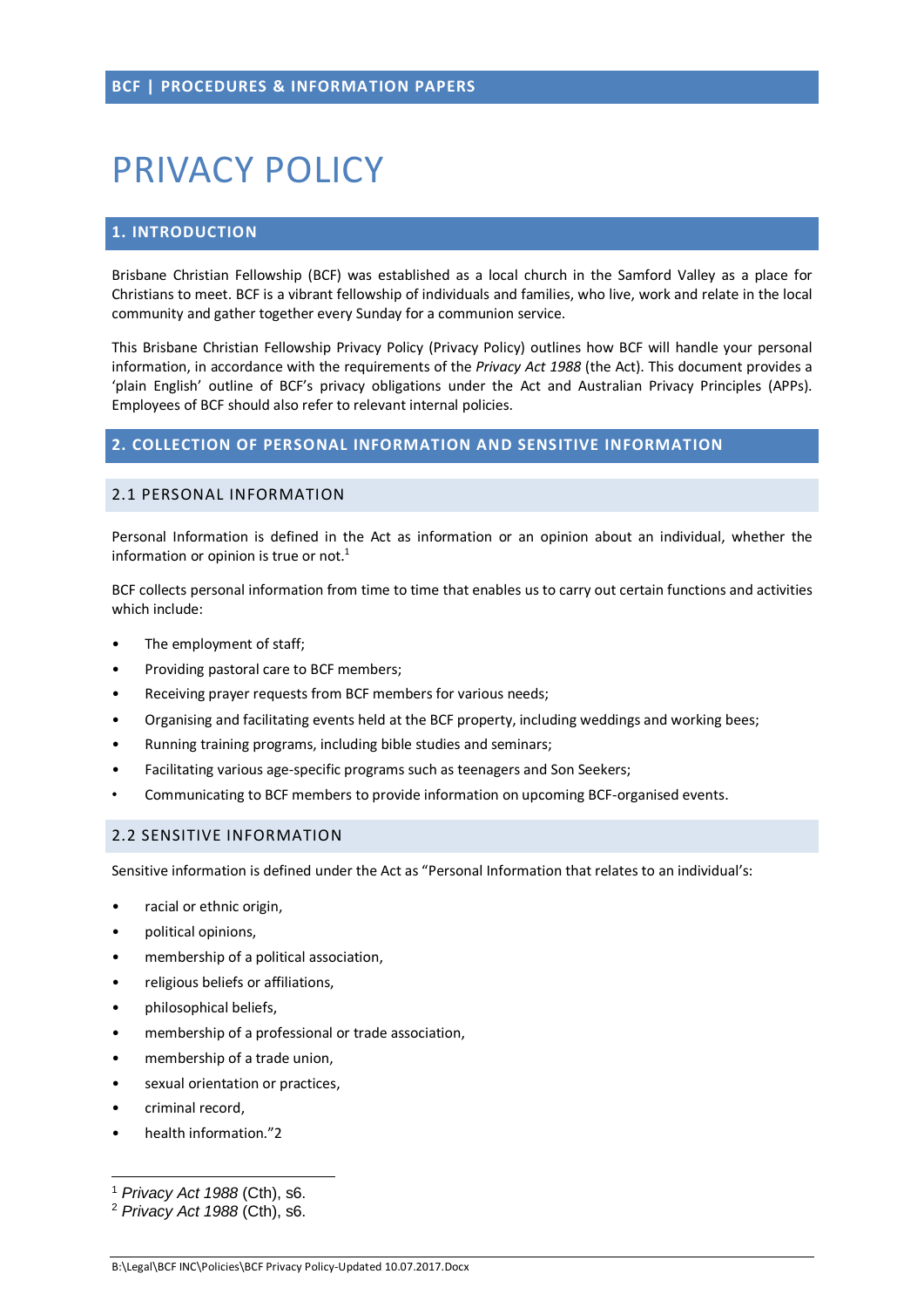# PRIVACY POLICY

## 1. INTRODUCTION

Brisbane Christian Fellowship (BCF) was established as a local church in the Samford Valley as a place for Christians to meet. BCF is a vibrant fellowship of individuals and families, who live, work and relate in the local community and gather together every Sunday for a communion service.

This Brisbane Christian Fellowship Privacy Policy (Privacy Policy) outlines how BCF will handle your personal information, in accordance with the requirements of the *Privacy Act 1988* (the Act). This document provides a 'plain English' outline of BCF's privacy obligations under the Act and Australian Privacy Principles (APPs). Employees of BCF should also refer to relevant internal policies.

## 2. COLLECTION OF PERSONAL INFORMATION AND SENSITIVE INFORMATION

### 2.1 PERSONAL INFORMATION

Personal Information is defined in the Act as information or an opinion about an individual, whether the information or opinion is true or not.[1]

BCF collects personal information from time to time that enables us to carry out certain functions and activities which include:

- The employment of staff;
- Providing pastoral care to BCF members;
- Receiving prayer requests from BCF members for various needs;
- Organising and facilitating events held at the BCF property, including weddings and working bees;
- Running training programs, including bible studies and seminars;
- Facilitating various age-specific programs such as teenagers and Son Seekers;
- Communicating to BCF members to provide information on upcoming BCF-organised events.

### 2.2 SENSITIVE INFORMATION

Sensitive information is defined under the Act as "Personal Information that relates to an individual's:

- racial or ethnic origin,
- political opinions,
- membership of a political association,
- religious beliefs or affiliations,
- philosophical beliefs,
- membership of a professional or trade association,
- membership of a trade union,
- sexual orientation or practices,
- criminal record,
- health information."2

---

[1] *Privacy Act 1988* (Cth), s6.
[2] *Privacy Act 1988* (Cth), s6.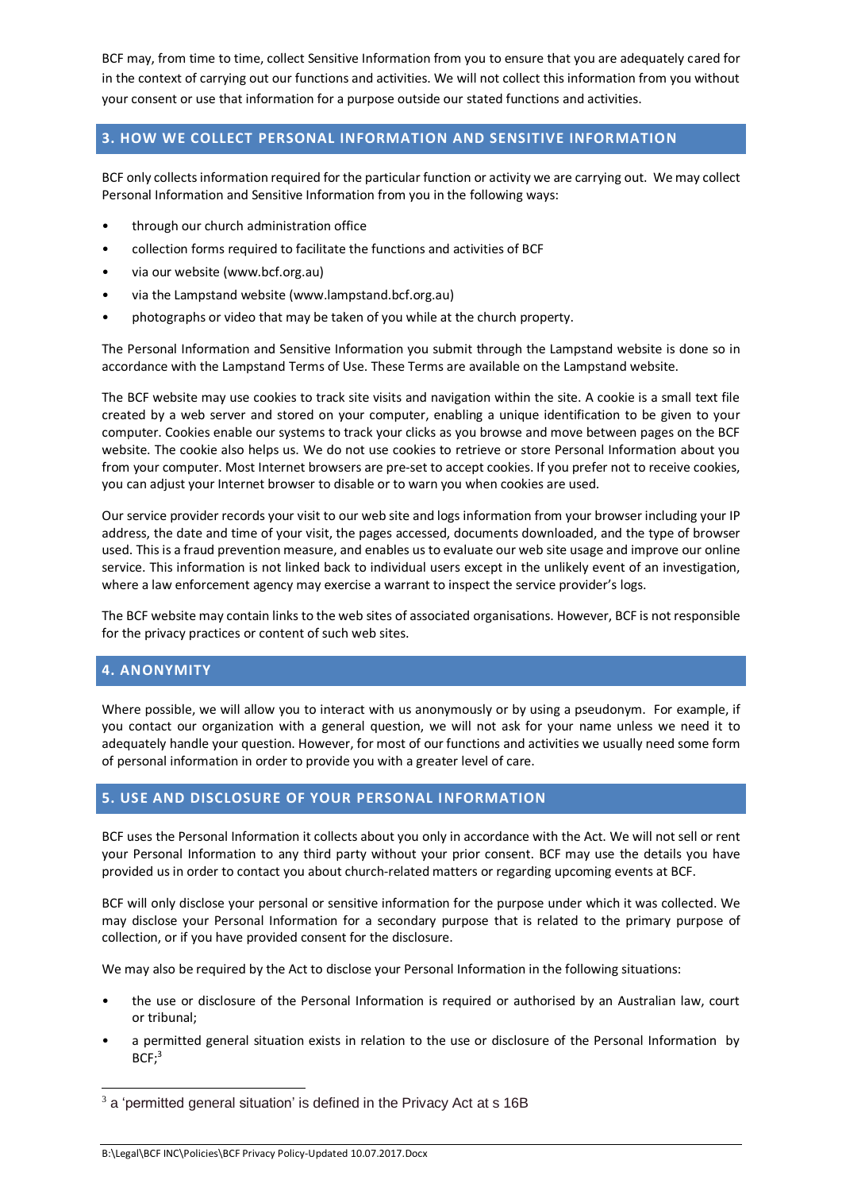BCF may, from time to time, collect Sensitive Information from you to ensure that you are adequately cared for in the context of carrying out our functions and activities. We will not collect this information from you without your consent or use that information for a purpose outside our stated functions and activities.

## 3. HOW WE COLLECT PERSONAL INFORMATION AND SENSITIVE INFORMATION

BCF only collects information required for the particular function or activity we are carrying out. We may collect Personal Information and Sensitive Information from you in the following ways:

- through our church administration office
- collection forms required to facilitate the functions and activities of BCF
- via our website (www.bcf.org.au)
- via the Lampstand website (www.lampstand.bcf.org.au)
- photographs or video that may be taken of you while at the church property.

The Personal Information and Sensitive Information you submit through the Lampstand website is done so in accordance with the Lampstand Terms of Use. These Terms are available on the Lampstand website.

The BCF website may use cookies to track site visits and navigation within the site. A cookie is a small text file created by a web server and stored on your computer, enabling a unique identification to be given to your computer. Cookies enable our systems to track your clicks as you browse and move between pages on the BCF website. The cookie also helps us. We do not use cookies to retrieve or store Personal Information about you from your computer. Most Internet browsers are pre-set to accept cookies. If you prefer not to receive cookies, you can adjust your Internet browser to disable or to warn you when cookies are used.

Our service provider records your visit to our web site and logs information from your browser including your IP address, the date and time of your visit, the pages accessed, documents downloaded, and the type of browser used. This is a fraud prevention measure, and enables us to evaluate our web site usage and improve our online service. This information is not linked back to individual users except in the unlikely event of an investigation, where a law enforcement agency may exercise a warrant to inspect the service provider's logs.

The BCF website may contain links to the web sites of associated organisations. However, BCF is not responsible for the privacy practices or content of such web sites.

## 4. ANONYMITY

Where possible, we will allow you to interact with us anonymously or by using a pseudonym. For example, if you contact our organization with a general question, we will not ask for your name unless we need it to adequately handle your question. However, for most of our functions and activities we usually need some form of personal information in order to provide you with a greater level of care.

## 5. USE AND DISCLOSURE OF YOUR PERSONAL INFORMATION

BCF uses the Personal Information it collects about you only in accordance with the Act. We will not sell or rent your Personal Information to any third party without your prior consent. BCF may use the details you have provided us in order to contact you about church-related matters or regarding upcoming events at BCF.

BCF will only disclose your personal or sensitive information for the purpose under which it was collected. We may disclose your Personal Information for a secondary purpose that is related to the primary purpose of collection, or if you have provided consent for the disclosure.

We may also be required by the Act to disclose your Personal Information in the following situations:

- the use or disclosure of the Personal Information is required or authorised by an Australian law, court or tribunal;
- a permitted general situation exists in relation to the use or disclosure of the Personal Information by BCF;[3]

[3] a 'permitted general situation' is defined in the Privacy Act at s 16B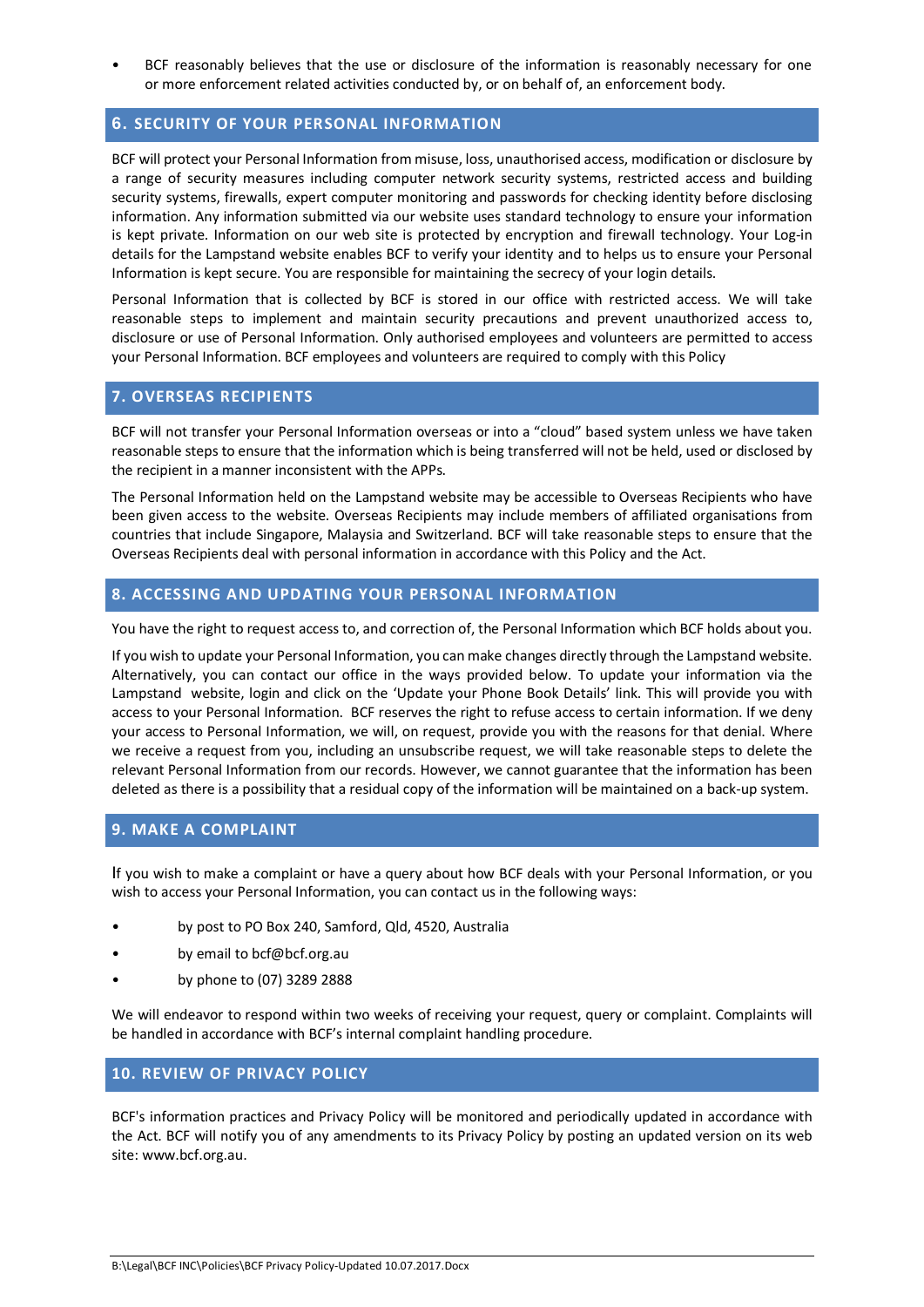- BCF reasonably believes that the use or disclosure of the information is reasonably necessary for one or more enforcement related activities conducted by, or on behalf of, an enforcement body.

## 6. SECURITY OF YOUR PERSONAL INFORMATION

BCF will protect your Personal Information from misuse, loss, unauthorised access, modification or disclosure by a range of security measures including computer network security systems, restricted access and building security systems, firewalls, expert computer monitoring and passwords for checking identity before disclosing information. Any information submitted via our website uses standard technology to ensure your information is kept private. Information on our web site is protected by encryption and firewall technology. Your Log-in details for the Lampstand website enables BCF to verify your identity and to helps us to ensure your Personal Information is kept secure. You are responsible for maintaining the secrecy of your login details.

Personal Information that is collected by BCF is stored in our office with restricted access. We will take reasonable steps to implement and maintain security precautions and prevent unauthorized access to, disclosure or use of Personal Information. Only authorised employees and volunteers are permitted to access your Personal Information. BCF employees and volunteers are required to comply with this Policy

## 7. OVERSEAS RECIPIENTS

BCF will not transfer your Personal Information overseas or into a "cloud" based system unless we have taken reasonable steps to ensure that the information which is being transferred will not be held, used or disclosed by the recipient in a manner inconsistent with the APPs.

The Personal Information held on the Lampstand website may be accessible to Overseas Recipients who have been given access to the website. Overseas Recipients may include members of affiliated organisations from countries that include Singapore, Malaysia and Switzerland. BCF will take reasonable steps to ensure that the Overseas Recipients deal with personal information in accordance with this Policy and the Act.

## 8. ACCESSING AND UPDATING YOUR PERSONAL INFORMATION

You have the right to request access to, and correction of, the Personal Information which BCF holds about you.

If you wish to update your Personal Information, you can make changes directly through the Lampstand website. Alternatively, you can contact our office in the ways provided below. To update your information via the Lampstand website, login and click on the 'Update your Phone Book Details' link. This will provide you with access to your Personal Information. BCF reserves the right to refuse access to certain information. If we deny your access to Personal Information, we will, on request, provide you with the reasons for that denial. Where we receive a request from you, including an unsubscribe request, we will take reasonable steps to delete the relevant Personal Information from our records. However, we cannot guarantee that the information has been deleted as there is a possibility that a residual copy of the information will be maintained on a back-up system.

## 9. MAKE A COMPLAINT

If you wish to make a complaint or have a query about how BCF deals with your Personal Information, or you wish to access your Personal Information, you can contact us in the following ways:

- by post to PO Box 240, Samford, Qld, 4520, Australia
- by email to bcf@bcf.org.au
- by phone to (07) 3289 2888

We will endeavor to respond within two weeks of receiving your request, query or complaint. Complaints will be handled in accordance with BCF's internal complaint handling procedure.

## 10. REVIEW OF PRIVACY POLICY

BCF's information practices and Privacy Policy will be monitored and periodically updated in accordance with the Act. BCF will notify you of any amendments to its Privacy Policy by posting an updated version on its web site: www.bcf.org.au.